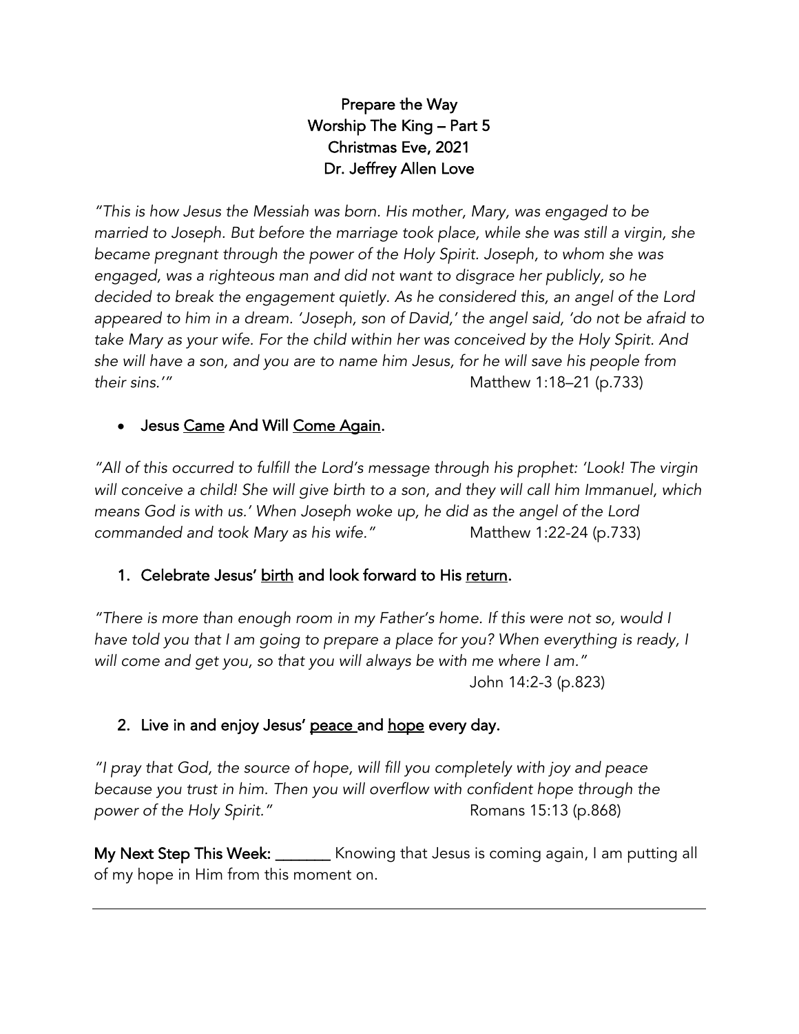# Prepare the Way
## Worship The King – Part 5
## Christmas Eve, 2021
## Dr. Jeffrey Allen Love

*"This is how Jesus the Messiah was born. His mother, Mary, was engaged to be married to Joseph. But before the marriage took place, while she was still a virgin, she became pregnant through the power of the Holy Spirit. Joseph, to whom she was engaged, was a righteous man and did not want to disgrace her publicly, so he decided to break the engagement quietly. As he considered this, an angel of the Lord appeared to him in a dream. 'Joseph, son of David,' the angel said, 'do not be afraid to take Mary as your wife. For the child within her was conceived by the Holy Spirit. And she will have a son, and you are to name him Jesus, for he will save his people from their sins.'"* Matthew 1:18–21 (p.733)

- **Jesus <u>Came</u> And Will <u>Come Again</u>.**

*"All of this occurred to fulfill the Lord's message through his prophet: 'Look! The virgin will conceive a child! She will give birth to a son, and they will call him Immanuel, which means God is with us.' When Joseph woke up, he did as the angel of the Lord commanded and took Mary as his wife."* Matthew 1:22-24 (p.733)

1. **Celebrate Jesus' <u>birth</u> and look forward to His <u>return</u>.**

*"There is more than enough room in my Father's home. If this were not so, would I have told you that I am going to prepare a place for you? When everything is ready, I will come and get you, so that you will always be with me where I am."* John 14:2-3 (p.823)

2. **Live in and enjoy Jesus' <u>peace</u> and <u>hope</u> every day.**

*"I pray that God, the source of hope, will fill you completely with joy and peace because you trust in him. Then you will overflow with confident hope through the power of the Holy Spirit."* Romans 15:13 (p.868)

**My Next Step This Week:** _______ Knowing that Jesus is coming again, I am putting all of my hope in Him from this moment on.

---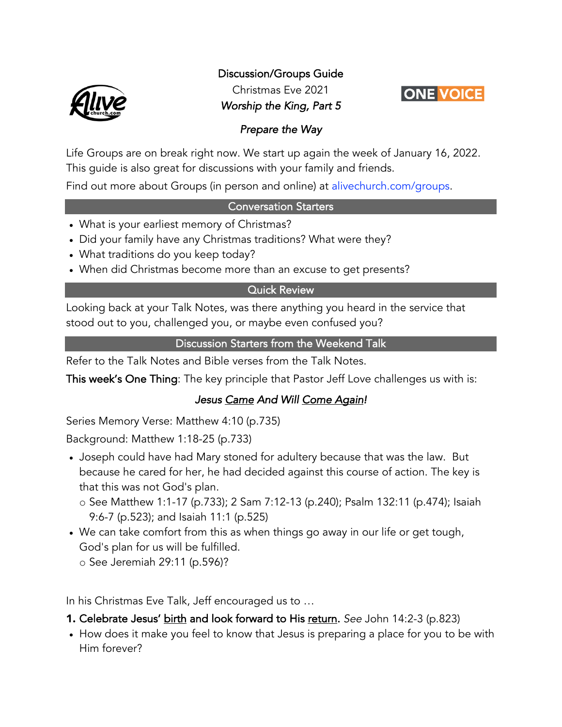# Discussion/Groups Guide

Christmas Eve 2021

*Worship the King, Part 5*

ONE VOICE

## *Prepare the Way*

Life Groups are on break right now. We start up again the week of January 16, 2022. This guide is also great for discussions with your family and friends.

Find out more about Groups (in person and online) at alivechurch.com/groups.

## Conversation Starters

- What is your earliest memory of Christmas?
- Did your family have any Christmas traditions? What were they?
- What traditions do you keep today?
- When did Christmas become more than an excuse to get presents?

## Quick Review

Looking back at your Talk Notes, was there anything you heard in the service that stood out to you, challenged you, or maybe even confused you?

## Discussion Starters from the Weekend Talk

Refer to the Talk Notes and Bible verses from the Talk Notes.

This week's One Thing: The key principle that Pastor Jeff Love challenges us with is:

***Jesus Came And Will Come Again!***

Series Memory Verse: Matthew 4:10 (p.735)

Background: Matthew 1:18-25 (p.733)

- Joseph could have had Mary stoned for adultery because that was the law. But because he cared for her, he had decided against this course of action. The key is that this was not God's plan.
  - See Matthew 1:1-17 (p.733); 2 Sam 7:12-13 (p.240); Psalm 132:11 (p.474); Isaiah 9:6-7 (p.523); and Isaiah 11:1 (p.525)
- We can take comfort from this as when things go away in our life or get tough, God's plan for us will be fulfilled.
  - See Jeremiah 29:11 (p.596)?

In his Christmas Eve Talk, Jeff encouraged us to …

**1. Celebrate Jesus' birth and look forward to His return.** *See* John 14:2-3 (p.823)

- How does it make you feel to know that Jesus is preparing a place for you to be with Him forever?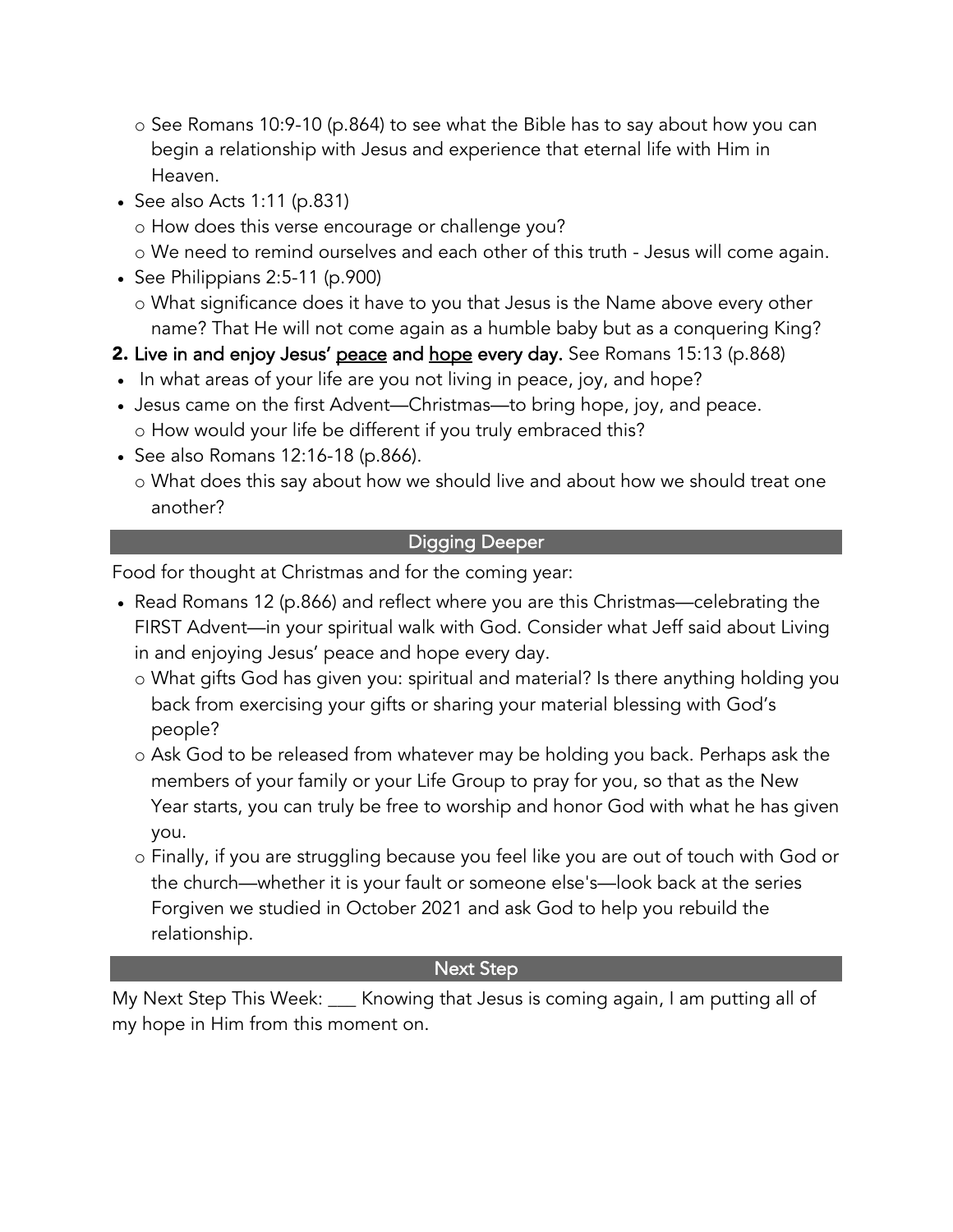- See Romans 10:9-10 (p.864) to see what the Bible has to say about how you can begin a relationship with Jesus and experience that eternal life with Him in Heaven.
- See also Acts 1:11 (p.831)
  - How does this verse encourage or challenge you?
  - We need to remind ourselves and each other of this truth - Jesus will come again.
- See Philippians 2:5-11 (p.900)
  - What significance does it have to you that Jesus is the Name above every other name? That He will not come again as a humble baby but as a conquering King?

**2. Live in and enjoy Jesus' <u>peace</u> and <u>hope</u> every day.** See Romans 15:13 (p.868)

- In what areas of your life are you not living in peace, joy, and hope?
- Jesus came on the first Advent—Christmas—to bring hope, joy, and peace.
  - How would your life be different if you truly embraced this?
- See also Romans 12:16-18 (p.866).
  - What does this say about how we should live and about how we should treat one another?

## Digging Deeper

Food for thought at Christmas and for the coming year:

- Read Romans 12 (p.866) and reflect where you are this Christmas—celebrating the FIRST Advent—in your spiritual walk with God. Consider what Jeff said about Living in and enjoying Jesus' peace and hope every day.
  - What gifts God has given you: spiritual and material? Is there anything holding you back from exercising your gifts or sharing your material blessing with God's people?
  - Ask God to be released from whatever may be holding you back. Perhaps ask the members of your family or your Life Group to pray for you, so that as the New Year starts, you can truly be free to worship and honor God with what he has given you.
  - Finally, if you are struggling because you feel like you are out of touch with God or the church—whether it is your fault or someone else's—look back at the series Forgiven we studied in October 2021 and ask God to help you rebuild the relationship.

## Next Step

My Next Step This Week: ___ Knowing that Jesus is coming again, I am putting all of my hope in Him from this moment on.